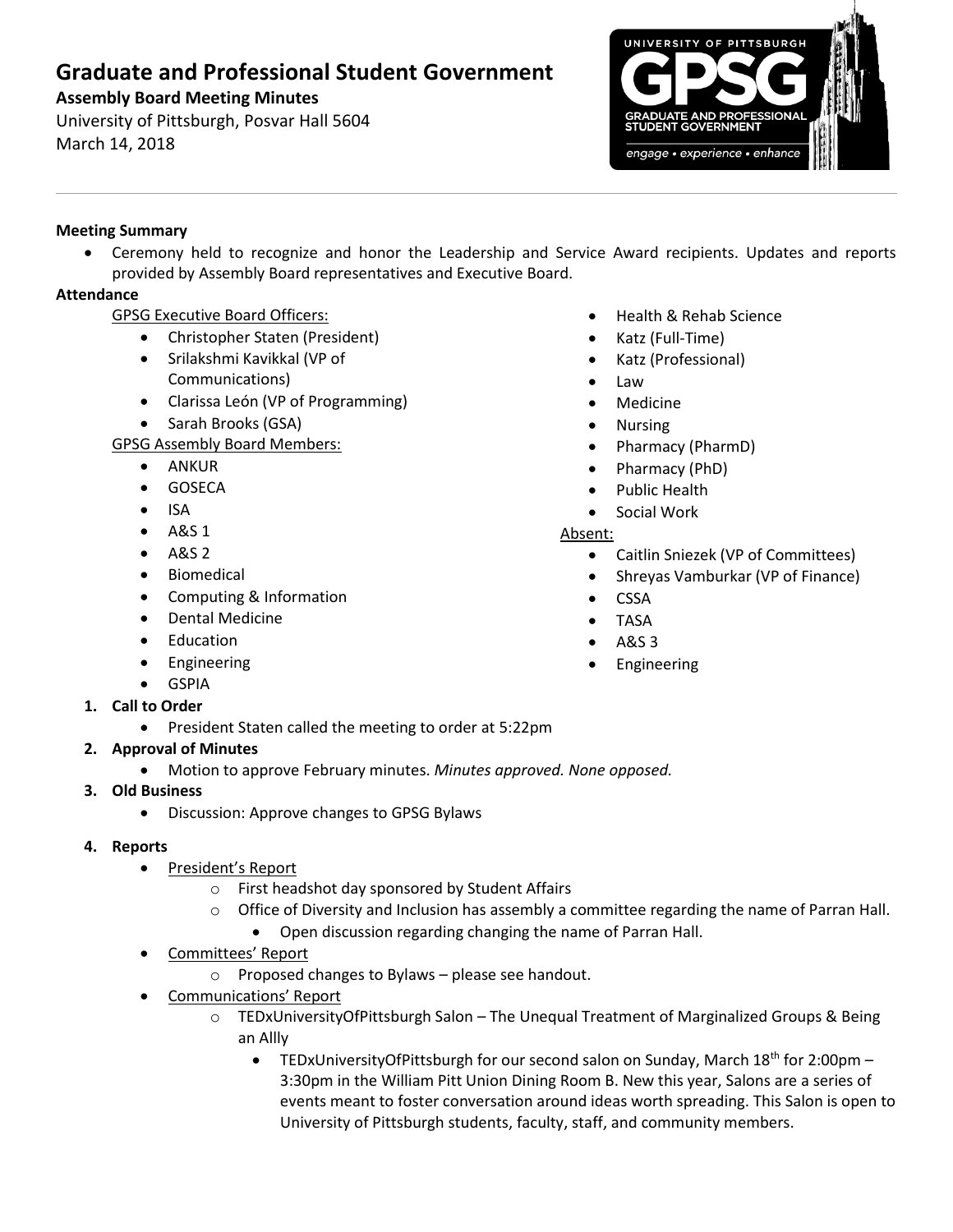# Graduate and Professional Student Government

**Assembly Board Meeting Minutes**

University of Pittsburgh, Posvar Hall 5604

March 14, 2018

**Meeting Summary**

- Ceremony held to recognize and honor the Leadership and Service Award recipients. Updates and reports provided by Assembly Board representatives and Executive Board.

**Attendance**

GPSG Executive Board Officers:

- Christopher Staten (President)
- Srilakshmi Kavikkal (VP of Communications)
- Clarissa León (VP of Programming)
- Sarah Brooks (GSA)

GPSG Assembly Board Members:

- ANKUR
- GOSECA
- ISA
- A&S 1
- A&S 2
- Biomedical
- Computing & Information
- Dental Medicine
- Education
- Engineering
- GSPIA
- Health & Rehab Science
- Katz (Full-Time)
- Katz (Professional)
- Law
- Medicine
- Nursing
- Pharmacy (PharmD)
- Pharmacy (PhD)
- Public Health
- Social Work

Absent:

- Caitlin Sniezek (VP of Committees)
- Shreyas Vamburkar (VP of Finance)
- CSSA
- TASA
- A&S 3
- Engineering

1. **Call to Order**
   - President Staten called the meeting to order at 5:22pm
2. **Approval of Minutes**
   - Motion to approve February minutes. *Minutes approved. None opposed.*
3. **Old Business**
   - Discussion: Approve changes to GPSG Bylaws
4. **Reports**
   - President's Report
     - First headshot day sponsored by Student Affairs
     - Office of Diversity and Inclusion has assembly a committee regarding the name of Parran Hall.
       - Open discussion regarding changing the name of Parran Hall.
   - Committees' Report
     - Proposed changes to Bylaws – please see handout.
   - Communications' Report
     - TEDxUniversityOfPittsburgh Salon – The Unequal Treatment of Marginalized Groups & Being an Allly
       - TEDxUniversityOfPittsburgh for our second salon on Sunday, March 18th for 2:00pm – 3:30pm in the William Pitt Union Dining Room B. New this year, Salons are a series of events meant to foster conversation around ideas worth spreading. This Salon is open to University of Pittsburgh students, faculty, staff, and community members.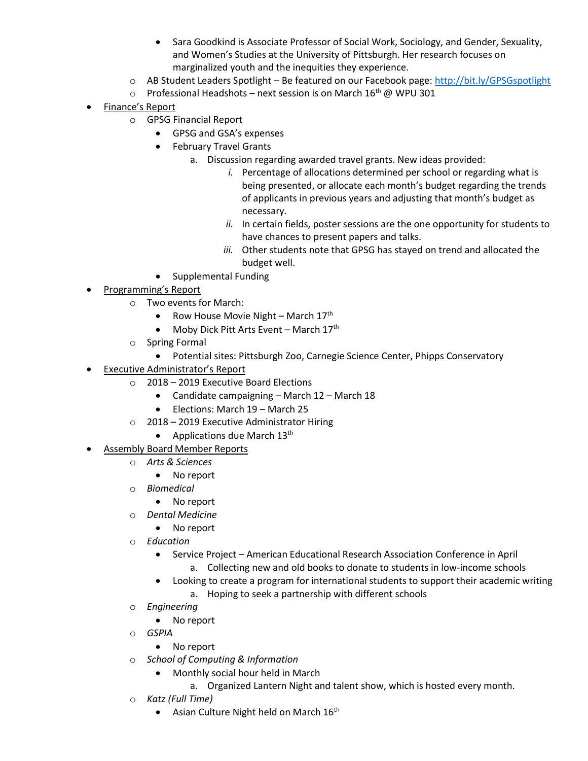- Sara Goodkind is Associate Professor of Social Work, Sociology, and Gender, Sexuality, and Women's Studies at the University of Pittsburgh. Her research focuses on marginalized youth and the inequities they experience.
    - AB Student Leaders Spotlight – Be featured on our Facebook page: http://bit.ly/GPSGspotlight
    - Professional Headshots – next session is on March 16th @ WPU 301
- <u>Finance's Report</u>
    - GPSG Financial Report
        - GPSG and GSA's expenses
        - February Travel Grants
            a. Discussion regarding awarded travel grants. New ideas provided:
                *i.* Percentage of allocations determined per school or regarding what is being presented, or allocate each month's budget regarding the trends of applicants in previous years and adjusting that month's budget as necessary.
                *ii.* In certain fields, poster sessions are the one opportunity for students to have chances to present papers and talks.
                *iii.* Other students note that GPSG has stayed on trend and allocated the budget well.
        - Supplemental Funding
- <u>Programming's Report</u>
    - Two events for March:
        - Row House Movie Night – March 17th
        - Moby Dick Pitt Arts Event – March 17th
    - Spring Formal
        - Potential sites: Pittsburgh Zoo, Carnegie Science Center, Phipps Conservatory
- <u>Executive Administrator's Report</u>
    - 2018 – 2019 Executive Board Elections
        - Candidate campaigning – March 12 – March 18
        - Elections: March 19 – March 25
    - 2018 – 2019 Executive Administrator Hiring
        - Applications due March 13th
- <u>Assembly Board Member Reports</u>
    - *Arts & Sciences*
        - No report
    - *Biomedical*
        - No report
    - *Dental Medicine*
        - No report
    - *Education*
        - Service Project – American Educational Research Association Conference in April
            a. Collecting new and old books to donate to students in low-income schools
        - Looking to create a program for international students to support their academic writing
            a. Hoping to seek a partnership with different schools
    - *Engineering*
        - No report
    - *GSPIA*
        - No report
    - *School of Computing & Information*
        - Monthly social hour held in March
            a. Organized Lantern Night and talent show, which is hosted every month.
    - *Katz (Full Time)*
        - Asian Culture Night held on March 16th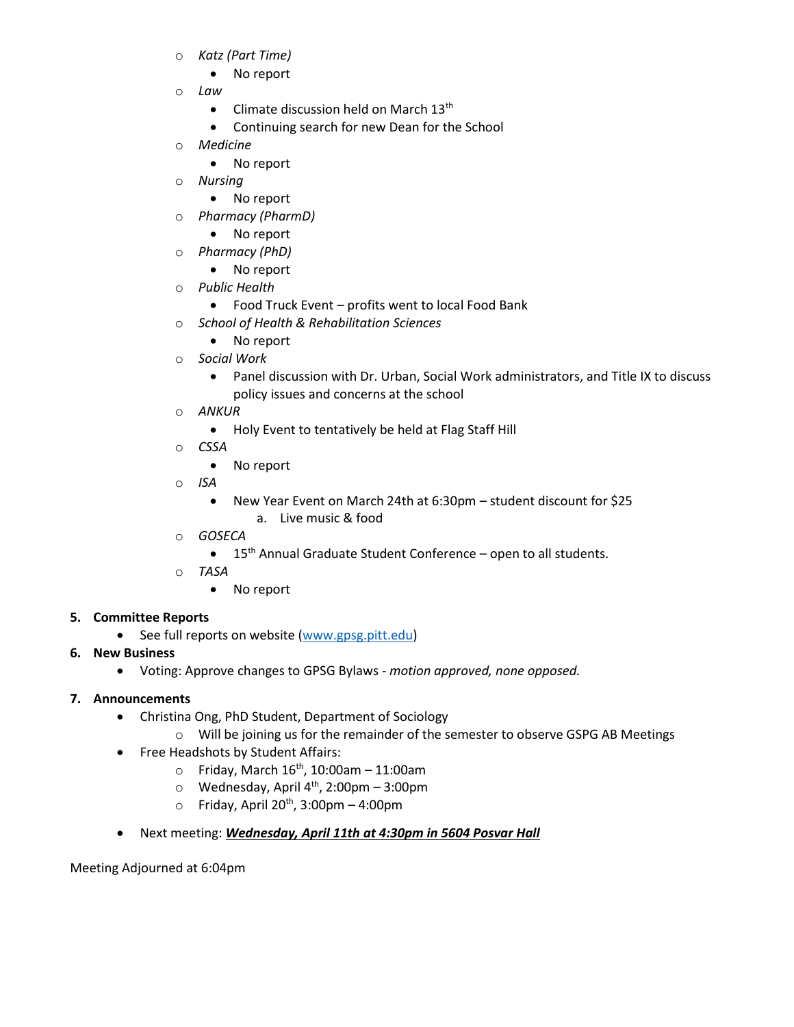- *Katz (Part Time)*
    - No report
- *Law*
    - Climate discussion held on March 13th
    - Continuing search for new Dean for the School
- *Medicine*
    - No report
- *Nursing*
    - No report
- *Pharmacy (PharmD)*
    - No report
- *Pharmacy (PhD)*
    - No report
- *Public Health*
    - Food Truck Event – profits went to local Food Bank
- *School of Health & Rehabilitation Sciences*
    - No report
- *Social Work*
    - Panel discussion with Dr. Urban, Social Work administrators, and Title IX to discuss policy issues and concerns at the school
- *ANKUR*
    - Holy Event to tentatively be held at Flag Staff Hill
- *CSSA*
    - No report
- *ISA*
    - New Year Event on March 24th at 6:30pm – student discount for $25
        a. Live music & food
- *GOSECA*
    - 15th Annual Graduate Student Conference – open to all students.
- *TASA*
    - No report

5. **Committee Reports**
    - See full reports on website ([www.gpsg.pitt.edu](www.gpsg.pitt.edu))
6. **New Business**
    - Voting: Approve changes to GPSG Bylaws - *motion approved, none opposed.*
7. **Announcements**
    - Christina Ong, PhD Student, Department of Sociology
        - Will be joining us for the remainder of the semester to observe GSPG AB Meetings
    - Free Headshots by Student Affairs:
        - Friday, March 16th, 10:00am – 11:00am
        - Wednesday, April 4th, 2:00pm – 3:00pm
        - Friday, April 20th, 3:00pm – 4:00pm
    - Next meeting: ***Wednesday, April 11th at 4:30pm in 5604 Posvar Hall***

Meeting Adjourned at 6:04pm